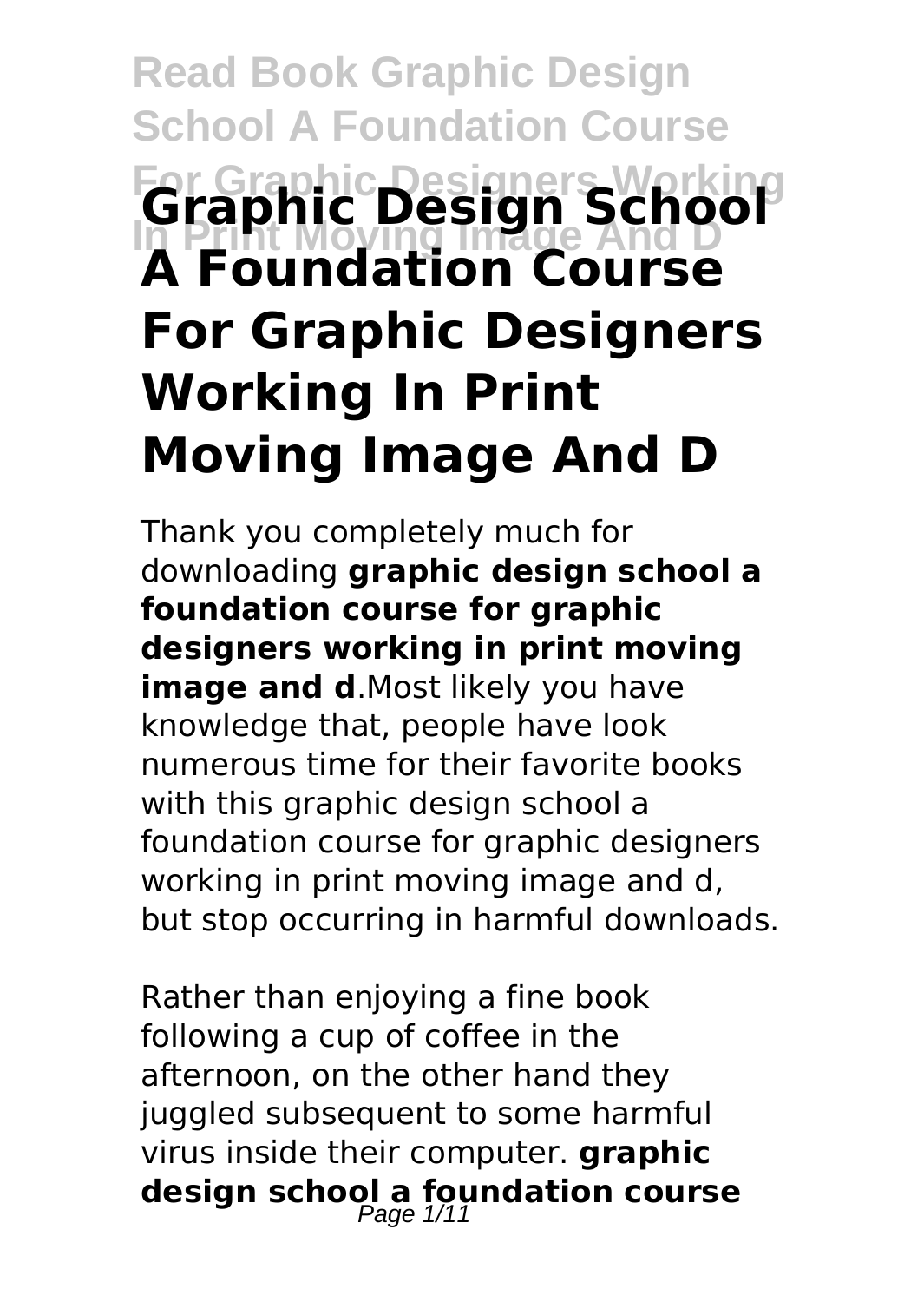# Graphic Design School A Foundation Course For Graphic Designers Working In Print Moving Image And D

Thank you completely much for downloading **graphic design school a foundation course for graphic designers working in print moving image and d**.Most likely you have knowledge that, people have look numerous time for their favorite books with this graphic design school a foundation course for graphic designers working in print moving image and d, but stop occurring in harmful downloads.

Rather than enjoying a fine book following a cup of coffee in the afternoon, on the other hand they juggled subsequent to some harmful virus inside their computer. **graphic design school a foundation course**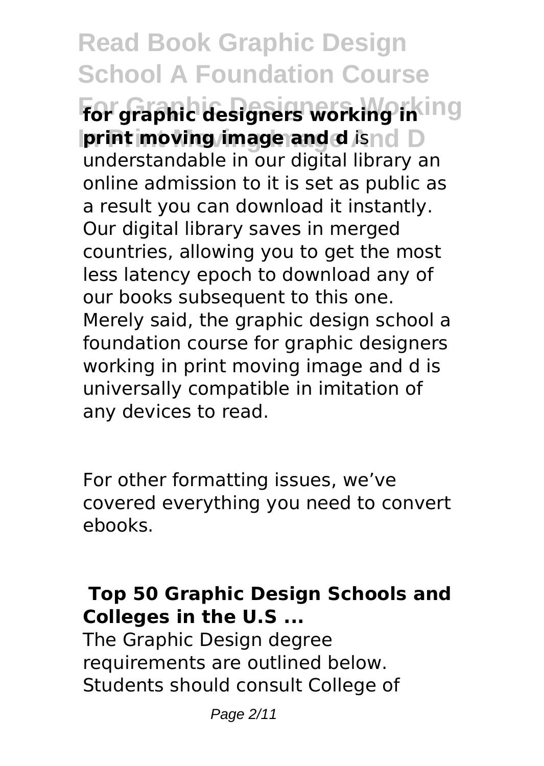**for graphic designers working in print moving image and d** is understandable in our digital library an online admission to it is set as public as a result you can download it instantly. Our digital library saves in merged countries, allowing you to get the most less latency epoch to download any of our books subsequent to this one. Merely said, the graphic design school a foundation course for graphic designers working in print moving image and d is universally compatible in imitation of any devices to read.

For other formatting issues, we've covered everything you need to convert ebooks.

## Top 50 Graphic Design Schools and Colleges in the U.S ...

The Graphic Design degree requirements are outlined below. Students should consult College of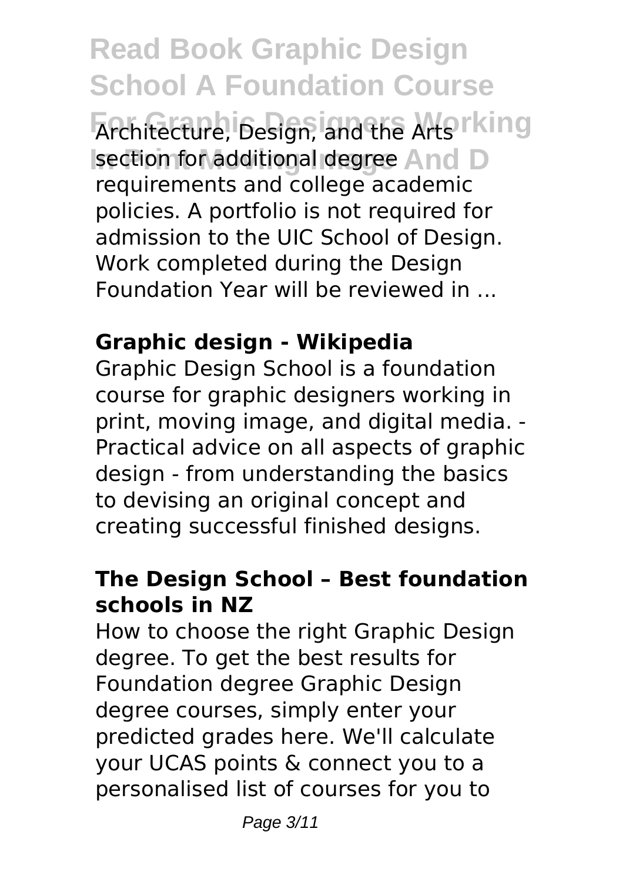Architecture, Design, and the Arts section for additional degree requirements and college academic policies. A portfolio is not required for admission to the UIC School of Design. Work completed during the Design Foundation Year will be reviewed in ...

### Graphic design - Wikipedia

Graphic Design School is a foundation course for graphic designers working in print, moving image, and digital media. - Practical advice on all aspects of graphic design - from understanding the basics to devising an original concept and creating successful finished designs.

### The Design School – Best foundation schools in NZ

How to choose the right Graphic Design degree. To get the best results for Foundation degree Graphic Design degree courses, simply enter your predicted grades here. We'll calculate your UCAS points & connect you to a personalised list of courses for you to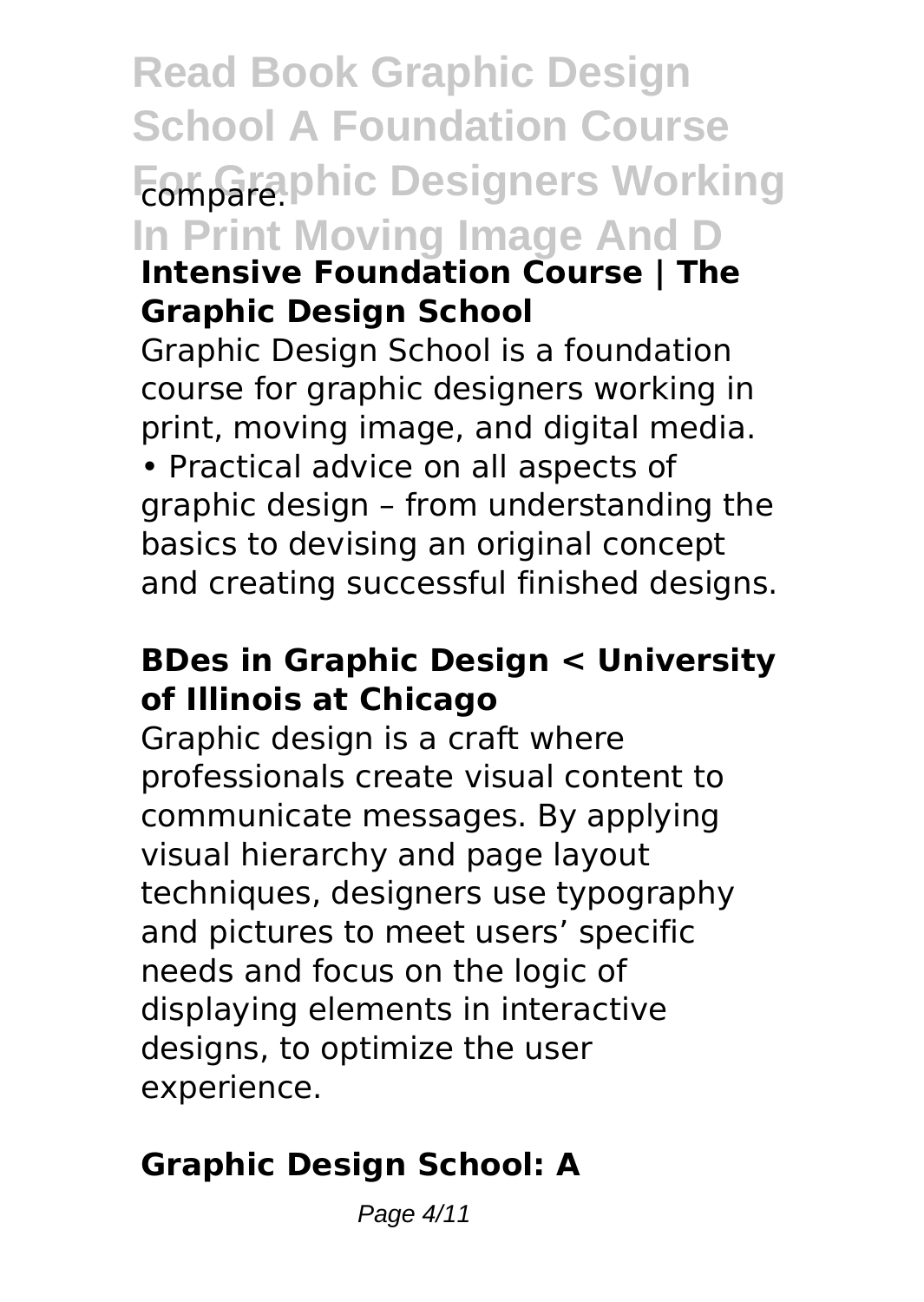compare.

### Intensive Foundation Course | The Graphic Design School

Graphic Design School is a foundation course for graphic designers working in print, moving image, and digital media.

• Practical advice on all aspects of graphic design – from understanding the basics to devising an original concept and creating successful finished designs.

### BDes in Graphic Design < University of Illinois at Chicago

Graphic design is a craft where professionals create visual content to communicate messages. By applying visual hierarchy and page layout techniques, designers use typography and pictures to meet users' specific needs and focus on the logic of displaying elements in interactive designs, to optimize the user experience.

### Graphic Design School: A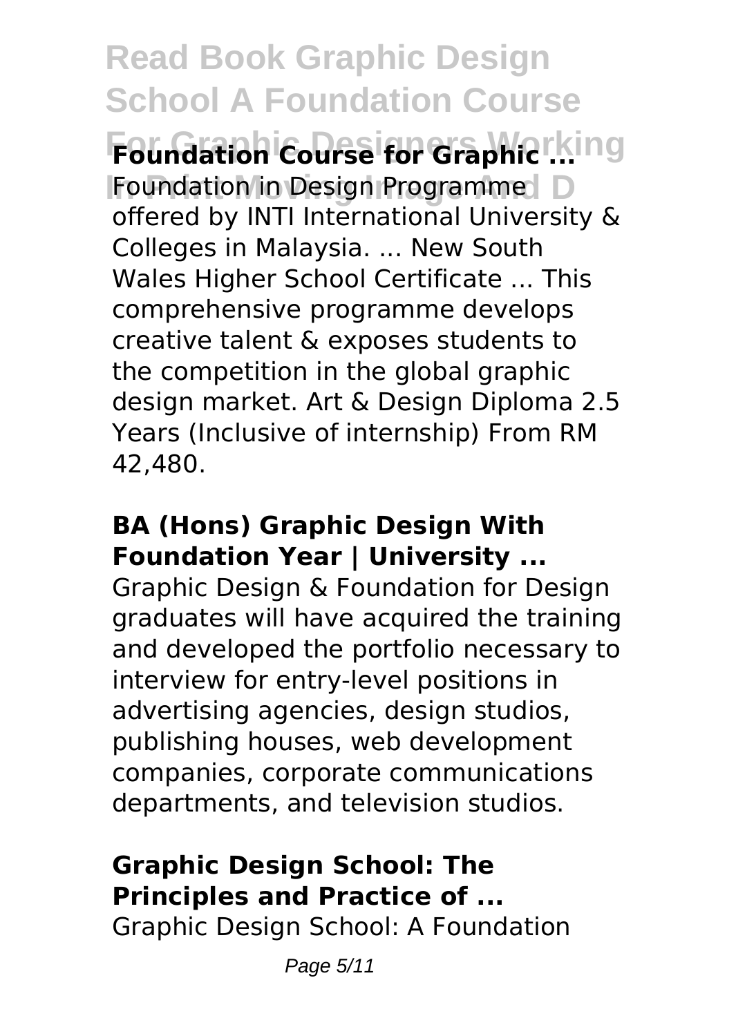## Foundation Course for Graphic ...

Foundation in Design Programme offered by INTI International University & Colleges in Malaysia. ... New South Wales Higher School Certificate ... This comprehensive programme develops creative talent & exposes students to the competition in the global graphic design market. Art & Design Diploma 2.5 Years (Inclusive of internship) From RM 42,480.

## BA (Hons) Graphic Design With Foundation Year | University ...

Graphic Design & Foundation for Design graduates will have acquired the training and developed the portfolio necessary to interview for entry-level positions in advertising agencies, design studios, publishing houses, web development companies, corporate communications departments, and television studios.

## Graphic Design School: The Principles and Practice of ...

Graphic Design School: A Foundation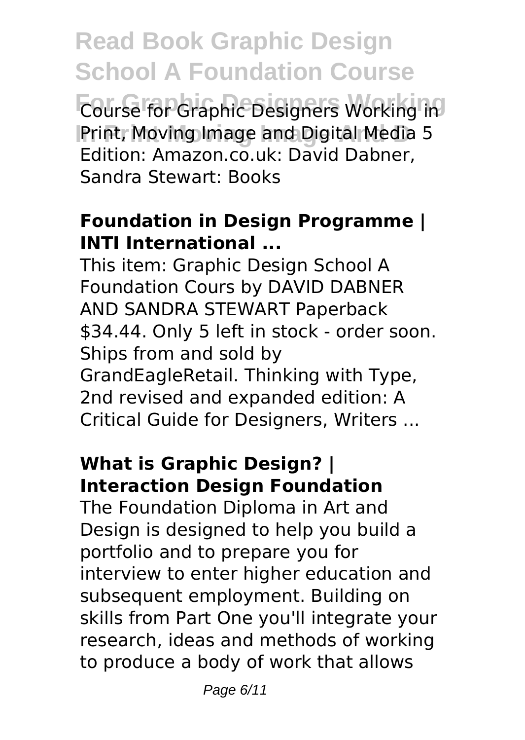Course for Graphic Designers Working in Print, Moving Image and Digital Media 5 Edition: Amazon.co.uk: David Dabner, Sandra Stewart: Books

### Foundation in Design Programme | INTI International ...

This item: Graphic Design School A Foundation Cours by DAVID DABNER AND SANDRA STEWART Paperback $34.44. Only 5 left in stock - order soon. Ships from and sold by GrandEagleRetail. Thinking with Type, 2nd revised and expanded edition: A Critical Guide for Designers, Writers ...

### What is Graphic Design? | Interaction Design Foundation

The Foundation Diploma in Art and Design is designed to help you build a portfolio and to prepare you for interview to enter higher education and subsequent employment. Building on skills from Part One you'll integrate your research, ideas and methods of working to produce a body of work that allows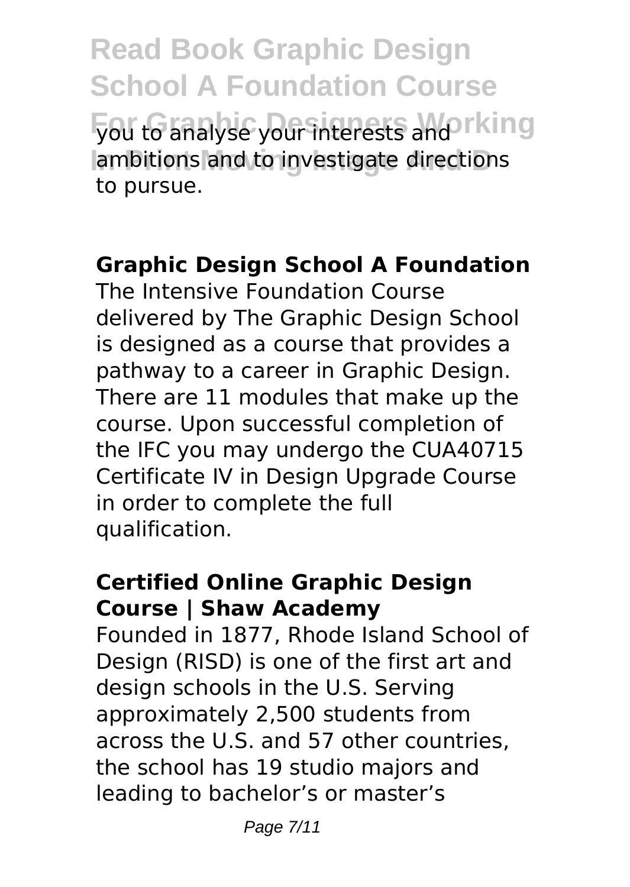you to analyse your interests and ambitions and to investigate directions to pursue.

**Graphic Design School A Foundation**

The Intensive Foundation Course delivered by The Graphic Design School is designed as a course that provides a pathway to a career in Graphic Design. There are 11 modules that make up the course. Upon successful completion of the IFC you may undergo the CUA40715 Certificate IV in Design Upgrade Course in order to complete the full qualification.

**Certified Online Graphic Design Course | Shaw Academy**

Founded in 1877, Rhode Island School of Design (RISD) is one of the first art and design schools in the U.S. Serving approximately 2,500 students from across the U.S. and 57 other countries, the school has 19 studio majors and leading to bachelor's or master's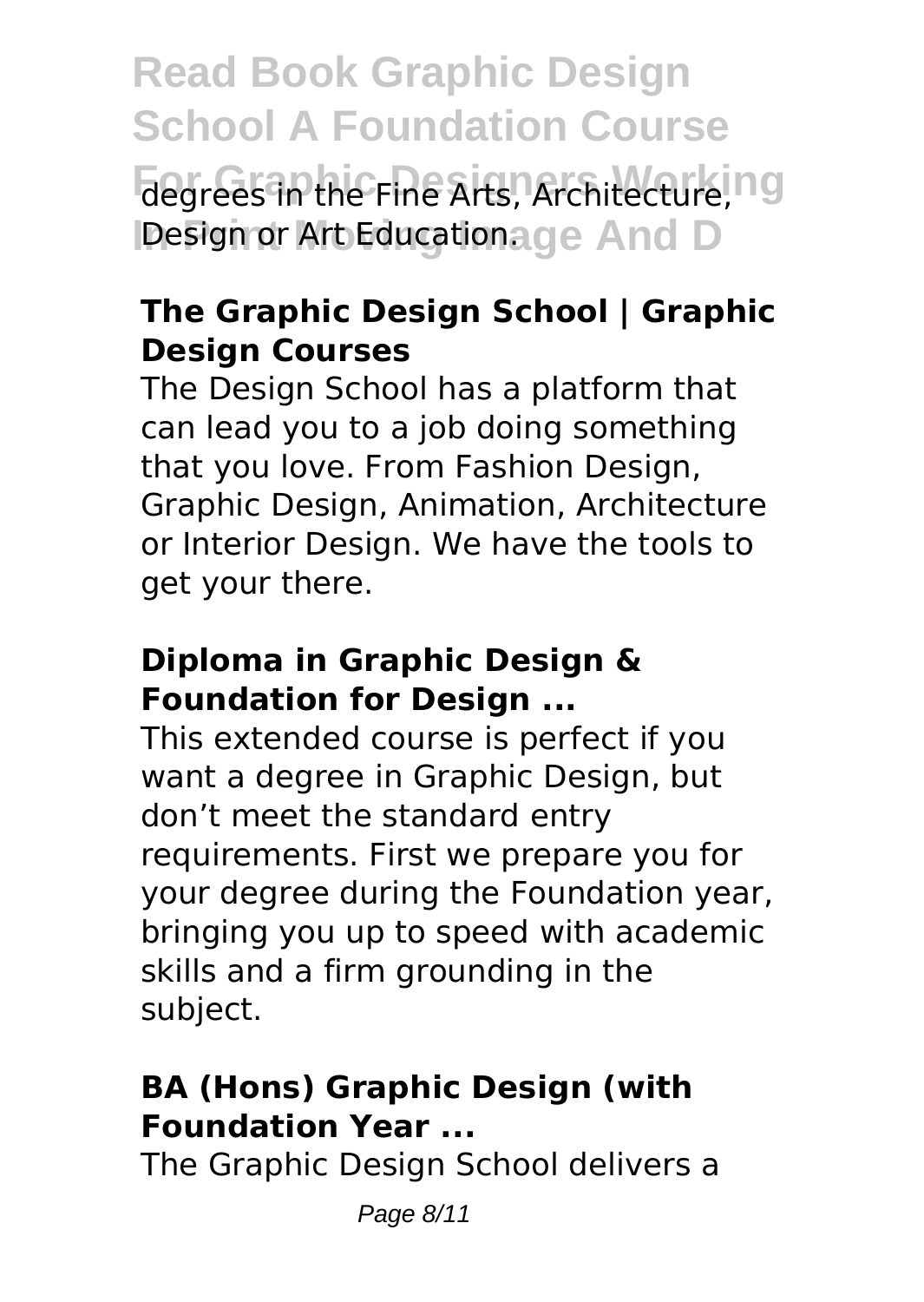degrees in the Fine Arts, Architecture, Design or Art Education.

## The Graphic Design School | Graphic Design Courses

The Design School has a platform that can lead you to a job doing something that you love. From Fashion Design, Graphic Design, Animation, Architecture or Interior Design. We have the tools to get your there.

## Diploma in Graphic Design & Foundation for Design ...

This extended course is perfect if you want a degree in Graphic Design, but don't meet the standard entry requirements. First we prepare you for your degree during the Foundation year, bringing you up to speed with academic skills and a firm grounding in the subject.

## BA (Hons) Graphic Design (with Foundation Year ...

The Graphic Design School delivers a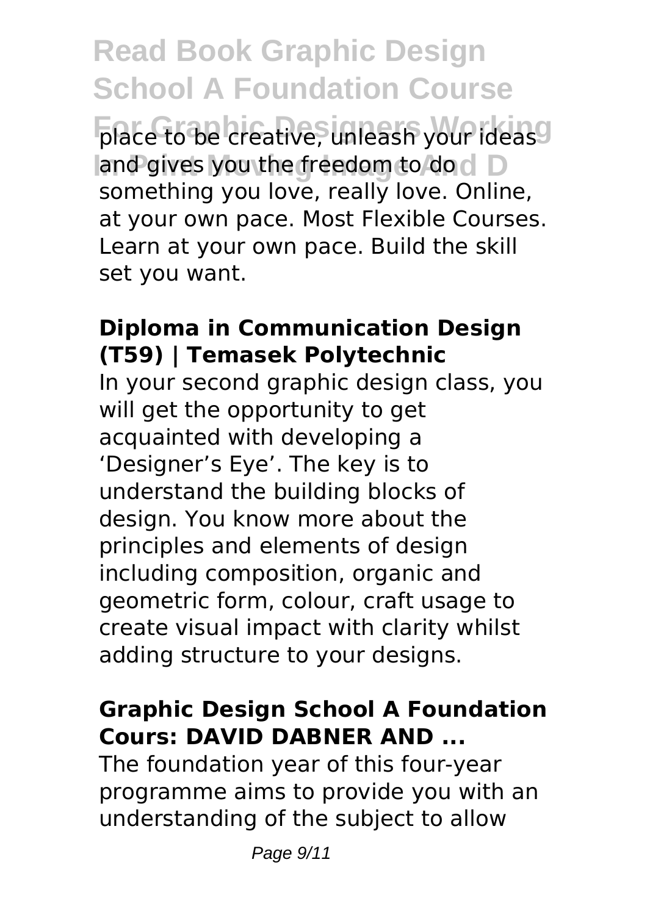place to be creative, unleash your ideas and gives you the freedom to do something you love, really love. Online, at your own pace. Most Flexible Courses. Learn at your own pace. Build the skill set you want.

### Diploma in Communication Design (T59) | Temasek Polytechnic

In your second graphic design class, you will get the opportunity to get acquainted with developing a 'Designer's Eye'. The key is to understand the building blocks of design. You know more about the principles and elements of design including composition, organic and geometric form, colour, craft usage to create visual impact with clarity whilst adding structure to your designs.

### Graphic Design School A Foundation Cours: DAVID DABNER AND ...

The foundation year of this four-year programme aims to provide you with an understanding of the subject to allow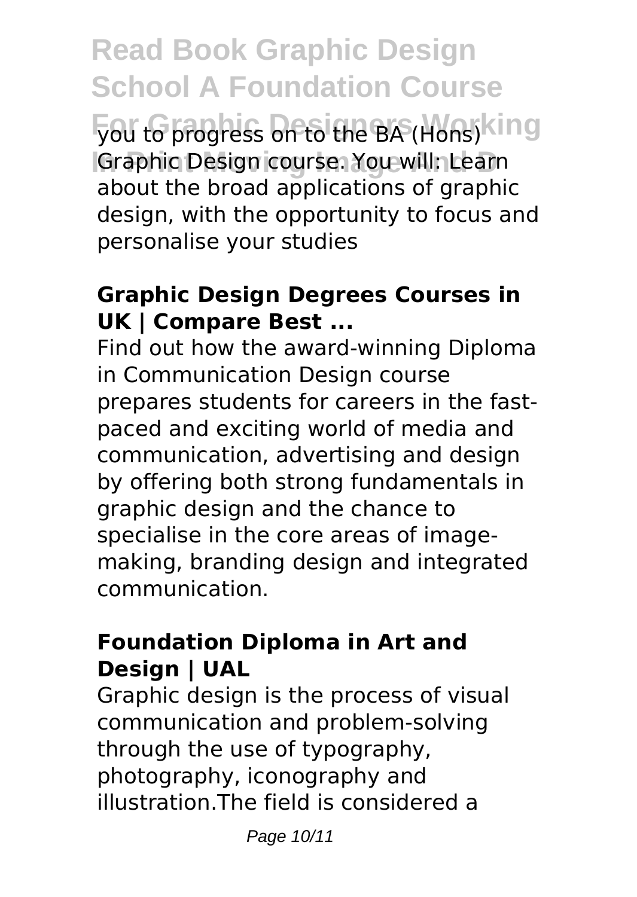you to progress on to the BA (Hons) Graphic Design course. You will: Learn about the broad applications of graphic design, with the opportunity to focus and personalise your studies

### Graphic Design Degrees Courses in UK | Compare Best ...

Find out how the award-winning Diploma in Communication Design course prepares students for careers in the fast-paced and exciting world of media and communication, advertising and design by offering both strong fundamentals in graphic design and the chance to specialise in the core areas of image-making, branding design and integrated communication.

### Foundation Diploma in Art and Design | UAL

Graphic design is the process of visual communication and problem-solving through the use of typography, photography, iconography and illustration.The field is considered a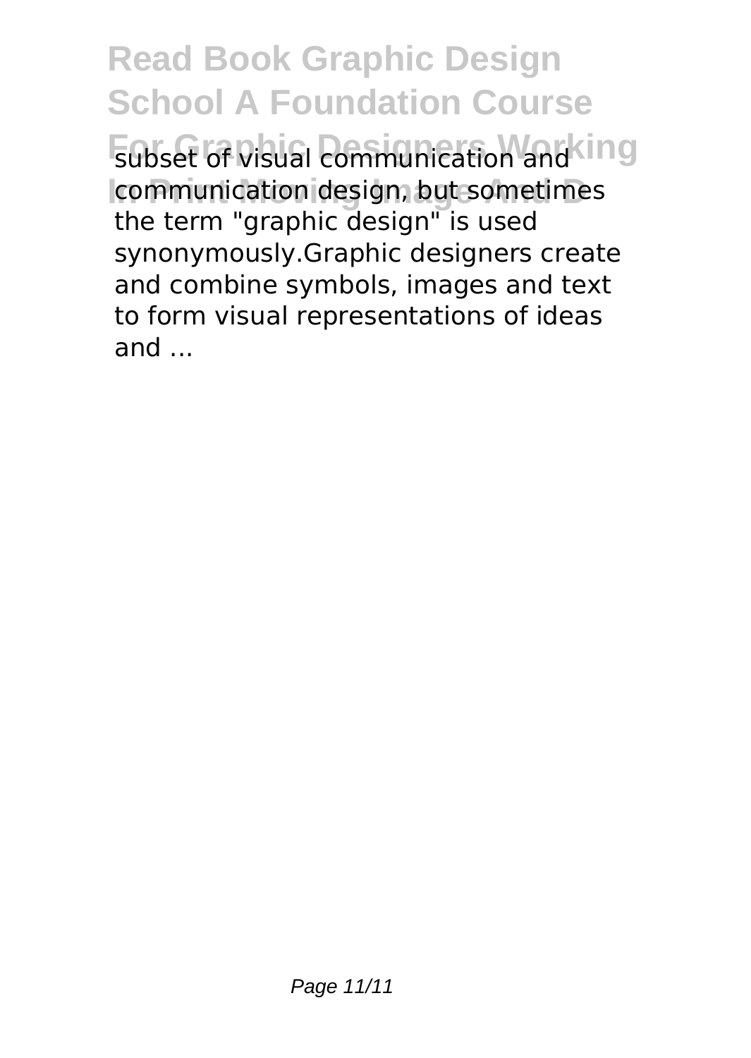subset of visual communication and communication design, but sometimes the term "graphic design" is used synonymously.Graphic designers create and combine symbols, images and text to form visual representations of ideas and ...